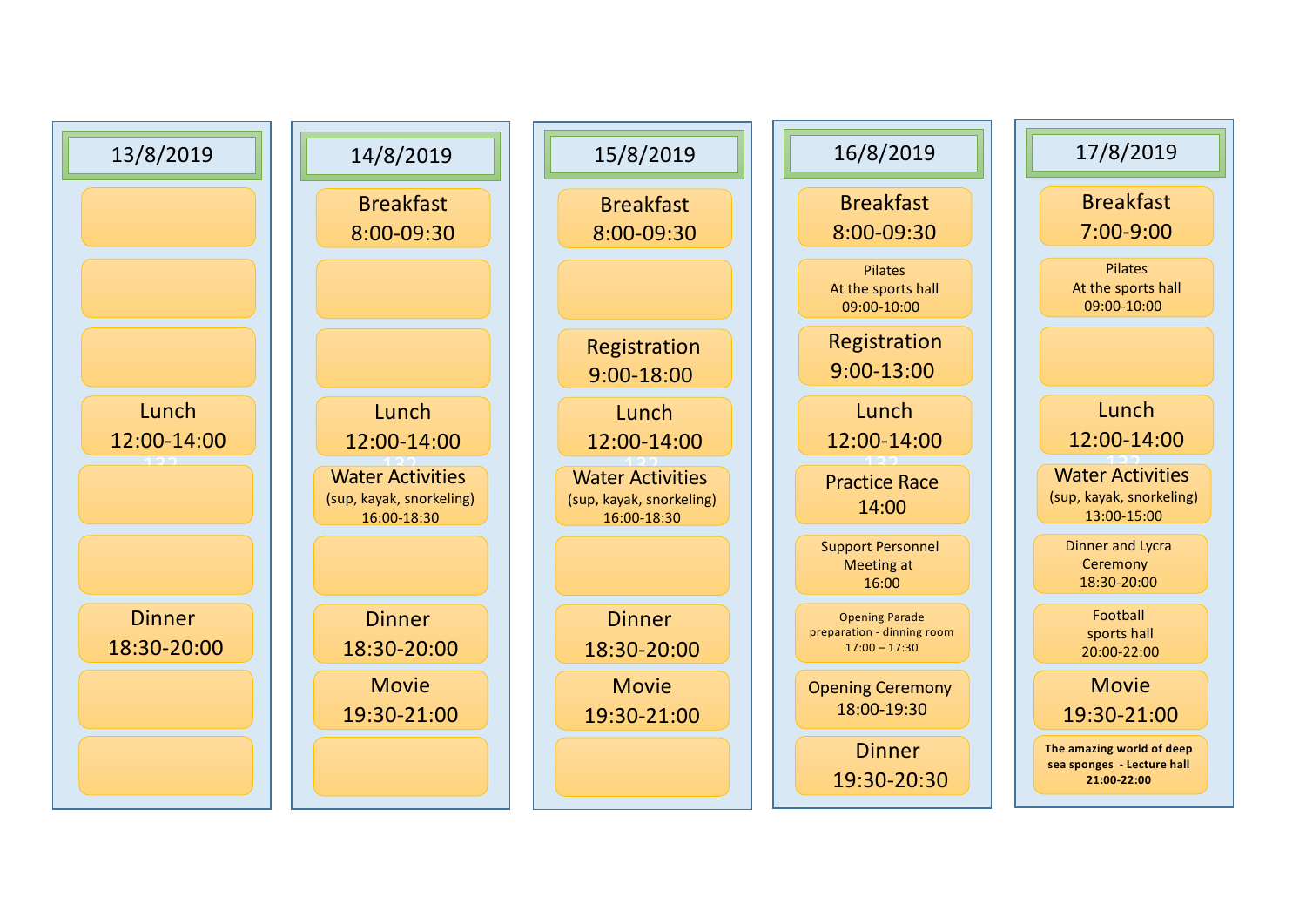| 13/8/2019 | 14/8/2019 | 15/8/2019 | 16/8/2019 | 17/8/2019 |
|---|---|---|---|---|
| | Breakfast 8:00-09:30 | Breakfast 8:00-09:30 | Breakfast 8:00-09:30 | Breakfast 7:00-9:00 |
| | | | Pilates At the sports hall 09:00-10:00 | Pilates At the sports hall 09:00-10:00 |
| | | Registration 9:00-18:00 | Registration 9:00-13:00 | |
| Lunch 12:00-14:00 | Lunch 12:00-14:00 | Lunch 12:00-14:00 | Lunch 12:00-14:00 | Lunch 12:00-14:00 |
| | Water Activities (sup, kayak, snorkeling) 16:00-18:30 | Water Activities (sup, kayak, snorkeling) 16:00-18:30 | Practice Race 14:00 | Water Activities (sup, kayak, snorkeling) 13:00-15:00 |
| | | | Support Personnel Meeting at 16:00 | Dinner and Lycra Ceremony 18:30-20:00 |
| Dinner 18:30-20:00 | Dinner 18:30-20:00 | Dinner 18:30-20:00 | Opening Parade preparation - dinning room 17:00 – 17:30 | Football sports hall 20:00-22:00 |
| | Movie 19:30-21:00 | Movie 19:30-21:00 | Opening Ceremony 18:00-19:30 | Movie 19:30-21:00 |
| | | | Dinner 19:30-20:30 | **The amazing world of deep sea sponges - Lecture hall 21:00-22:00** |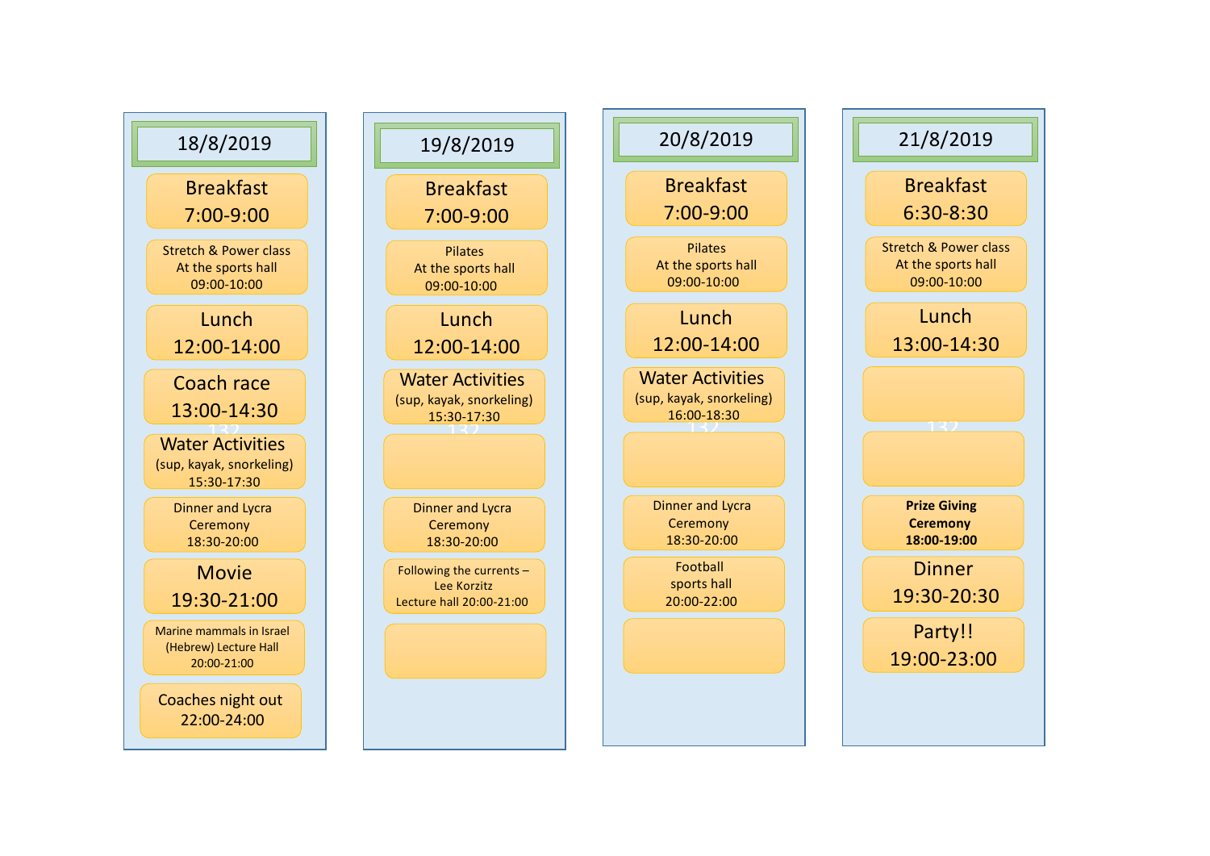## 18/8/2019

- Breakfast 7:00-9:00
- Stretch & Power class At the sports hall 09:00-10:00
- Lunch 12:00-14:00
- Coach race 13:00-14:30
- Water Activities (sup, kayak, snorkeling) 15:30-17:30
- Dinner and Lycra Ceremony 18:30-20:00
- Movie 19:30-21:00
- Marine mammals in Israel (Hebrew) Lecture Hall 20:00-21:00
- Coaches night out 22:00-24:00

## 19/8/2019

- Breakfast 7:00-9:00
- Pilates At the sports hall 09:00-10:00
- Lunch 12:00-14:00
- Water Activities (sup, kayak, snorkeling) 15:30-17:30
- Dinner and Lycra Ceremony 18:30-20:00
- Following the currents – Lee Korzitz Lecture hall 20:00-21:00

## 20/8/2019

- Breakfast 7:00-9:00
- Pilates At the sports hall 09:00-10:00
- Lunch 12:00-14:00
- Water Activities (sup, kayak, snorkeling) 16:00-18:30
- Dinner and Lycra Ceremony 18:30-20:00
- Football sports hall 20:00-22:00

## 21/8/2019

- Breakfast 6:30-8:30
- Stretch & Power class At the sports hall 09:00-10:00
- Lunch 13:00-14:30
- **Prize Giving Ceremony 18:00-19:00**
- Dinner 19:30-20:30
- Party!! 19:00-23:00